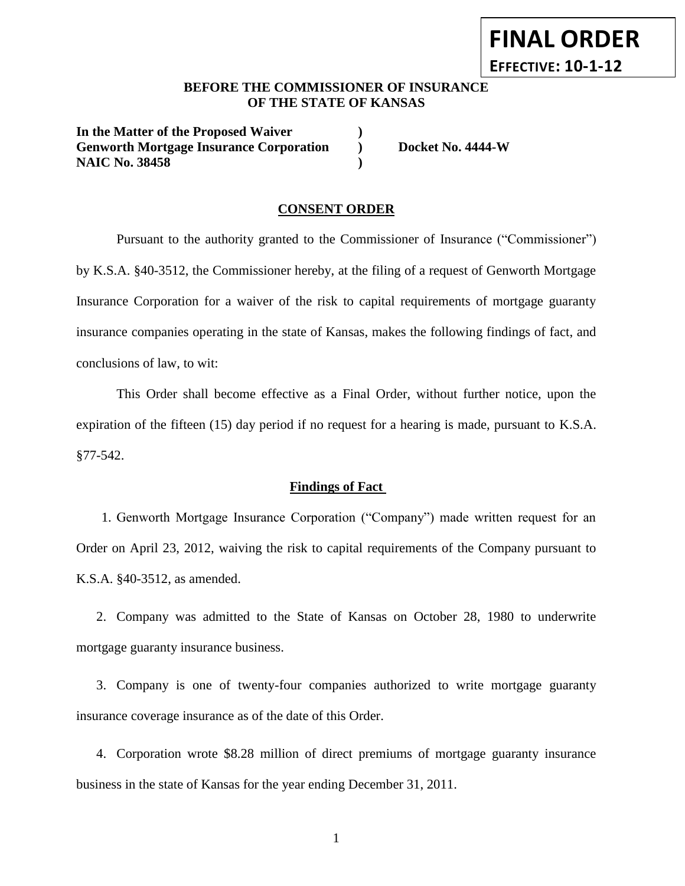**FINAL ORDER**

**EFFECTIVE: 10-1-12**

**BEFORE THE COMMISSIONER OF INSURANCE**
**OF THE STATE OF KANSAS**

| | | |
|---|---|---|
| **In the Matter of the Proposed Waiver** | **)** | |
| **Genworth Mortgage Insurance Corporation** | **)** | **Docket No. 4444-W** |
| **NAIC No. 38458** | **)** | |

## CONSENT ORDER

Pursuant to the authority granted to the Commissioner of Insurance ("Commissioner") by K.S.A. §40-3512, the Commissioner hereby, at the filing of a request of Genworth Mortgage Insurance Corporation for a waiver of the risk to capital requirements of mortgage guaranty insurance companies operating in the state of Kansas, makes the following findings of fact, and conclusions of law, to wit:

This Order shall become effective as a Final Order, without further notice, upon the expiration of the fifteen (15) day period if no request for a hearing is made, pursuant to K.S.A. §77-542.

### Findings of Fact

1. Genworth Mortgage Insurance Corporation ("Company") made written request for an Order on April 23, 2012, waiving the risk to capital requirements of the Company pursuant to K.S.A. §40-3512, as amended.

2. Company was admitted to the State of Kansas on October 28, 1980 to underwrite mortgage guaranty insurance business.

3. Company is one of twenty-four companies authorized to write mortgage guaranty insurance coverage insurance as of the date of this Order.

4. Corporation wrote $8.28 million of direct premiums of mortgage guaranty insurance business in the state of Kansas for the year ending December 31, 2011.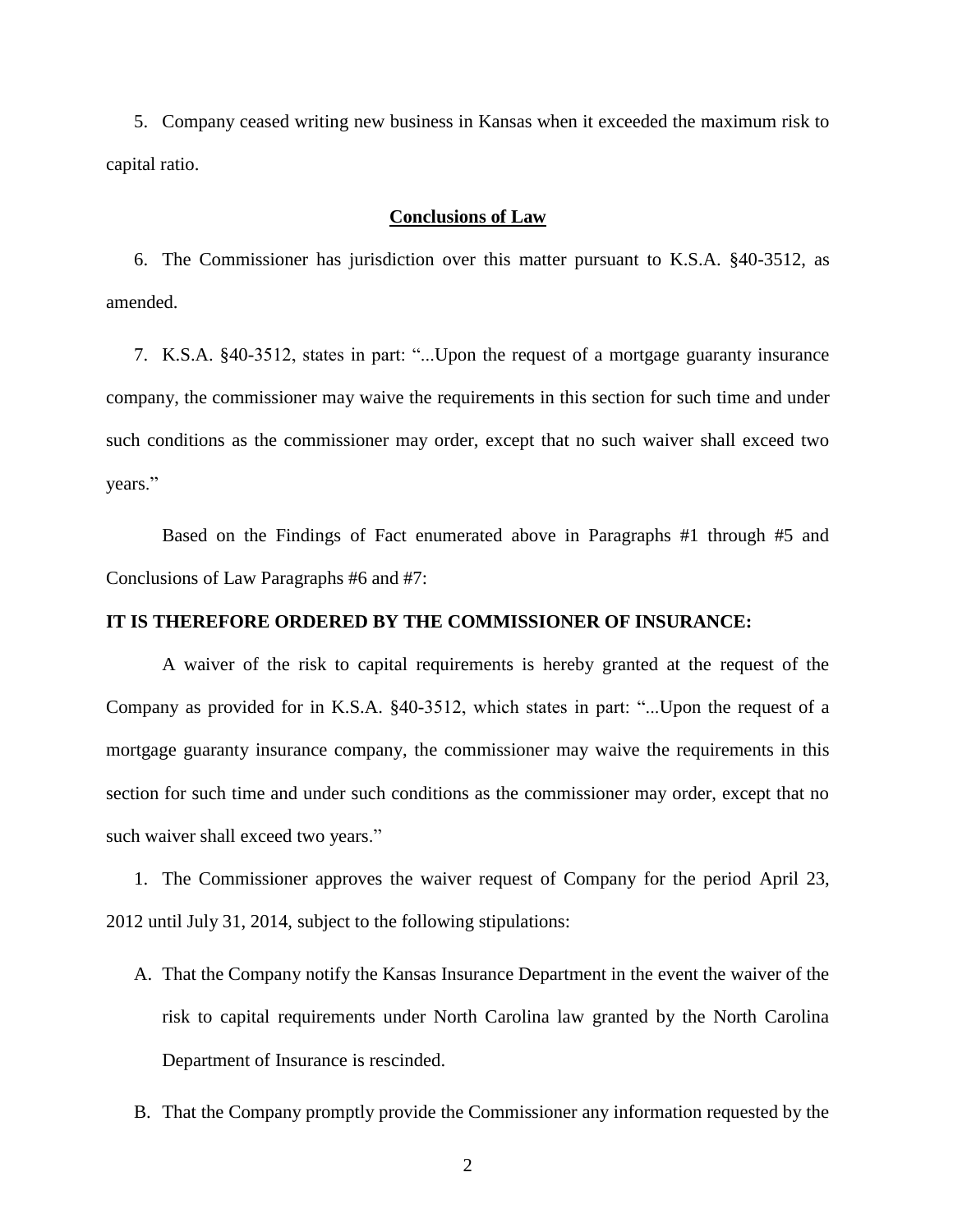5. Company ceased writing new business in Kansas when it exceeded the maximum risk to capital ratio.

## Conclusions of Law

6. The Commissioner has jurisdiction over this matter pursuant to K.S.A. §40-3512, as amended.

7. K.S.A. §40-3512, states in part: "...Upon the request of a mortgage guaranty insurance company, the commissioner may waive the requirements in this section for such time and under such conditions as the commissioner may order, except that no such waiver shall exceed two years."

Based on the Findings of Fact enumerated above in Paragraphs #1 through #5 and Conclusions of Law Paragraphs #6 and #7:

**IT IS THEREFORE ORDERED BY THE COMMISSIONER OF INSURANCE:**

A waiver of the risk to capital requirements is hereby granted at the request of the Company as provided for in K.S.A. §40-3512, which states in part: "...Upon the request of a mortgage guaranty insurance company, the commissioner may waive the requirements in this section for such time and under such conditions as the commissioner may order, except that no such waiver shall exceed two years."

1. The Commissioner approves the waiver request of Company for the period April 23, 2012 until July 31, 2014, subject to the following stipulations:

   A. That the Company notify the Kansas Insurance Department in the event the waiver of the risk to capital requirements under North Carolina law granted by the North Carolina Department of Insurance is rescinded.

   B. That the Company promptly provide the Commissioner any information requested by the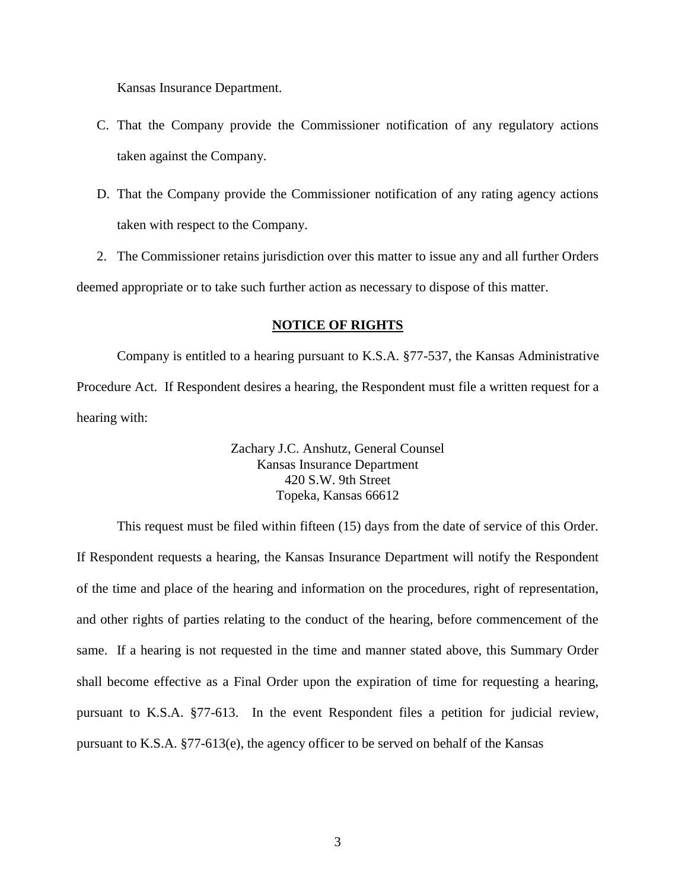Kansas Insurance Department.

C. That the Company provide the Commissioner notification of any regulatory actions taken against the Company.

D. That the Company provide the Commissioner notification of any rating agency actions taken with respect to the Company.

2. The Commissioner retains jurisdiction over this matter to issue any and all further Orders deemed appropriate or to take such further action as necessary to dispose of this matter.

## NOTICE OF RIGHTS

Company is entitled to a hearing pursuant to K.S.A. §77-537, the Kansas Administrative Procedure Act. If Respondent desires a hearing, the Respondent must file a written request for a hearing with:

Zachary J.C. Anshutz, General Counsel
Kansas Insurance Department
420 S.W. 9th Street
Topeka, Kansas 66612

This request must be filed within fifteen (15) days from the date of service of this Order. If Respondent requests a hearing, the Kansas Insurance Department will notify the Respondent of the time and place of the hearing and information on the procedures, right of representation, and other rights of parties relating to the conduct of the hearing, before commencement of the same. If a hearing is not requested in the time and manner stated above, this Summary Order shall become effective as a Final Order upon the expiration of time for requesting a hearing, pursuant to K.S.A. §77-613. In the event Respondent files a petition for judicial review, pursuant to K.S.A. §77-613(e), the agency officer to be served on behalf of the Kansas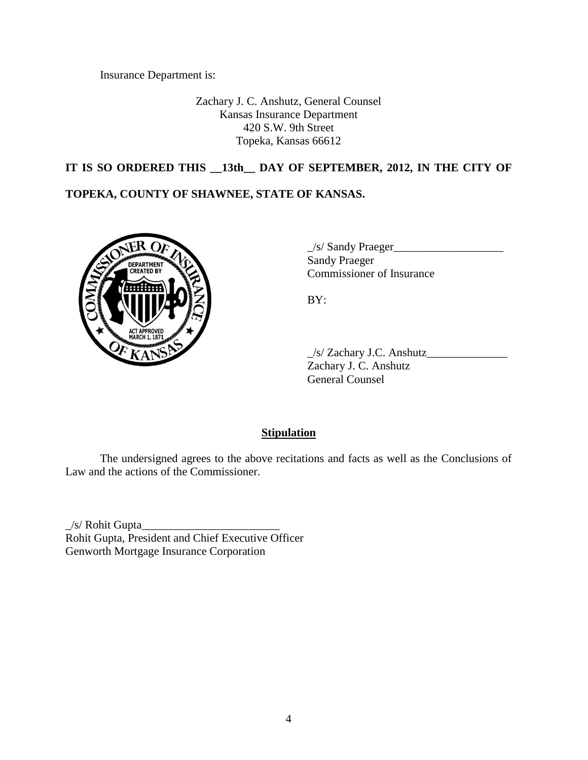Insurance Department is:

Zachary J. C. Anshutz, General Counsel
Kansas Insurance Department
420 S.W. 9th Street
Topeka, Kansas 66612

**IT IS SO ORDERED THIS __13th__ DAY OF SEPTEMBER, 2012, IN THE CITY OF TOPEKA, COUNTY OF SHAWNEE, STATE OF KANSAS.**

_/s/ Sandy Praeger___________________
Sandy Praeger
Commissioner of Insurance

BY:

_/s/ Zachary J.C. Anshutz______________
Zachary J. C. Anshutz
General Counsel

**Stipulation**

The undersigned agrees to the above recitations and facts as well as the Conclusions of Law and the actions of the Commissioner.

_/s/ Rohit Gupta________________________
Rohit Gupta, President and Chief Executive Officer
Genworth Mortgage Insurance Corporation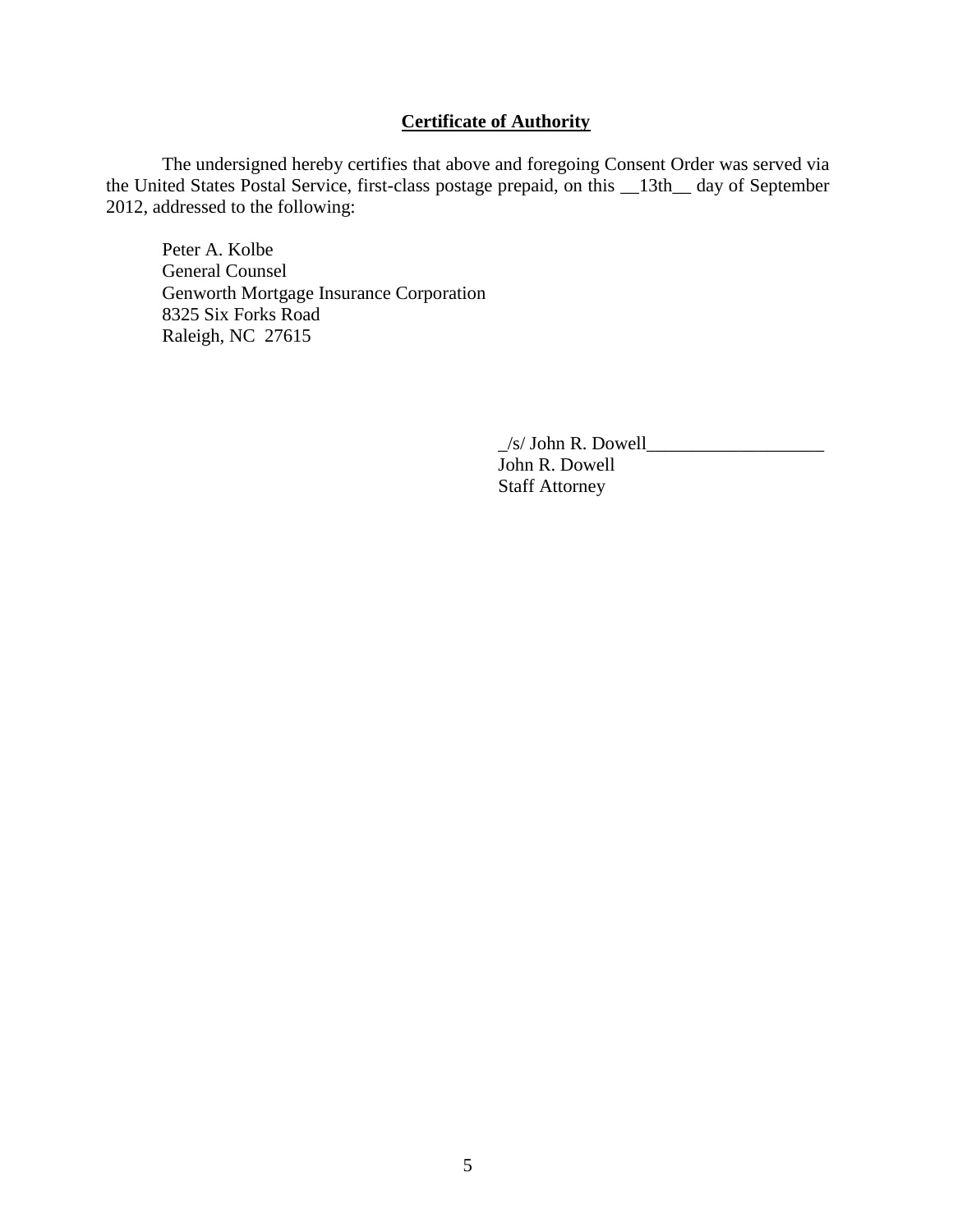**Certificate of Authority**

The undersigned hereby certifies that above and foregoing Consent Order was served via the United States Postal Service, first-class postage prepaid, on this __13th__ day of September 2012, addressed to the following:

Peter A. Kolbe
General Counsel
Genworth Mortgage Insurance Corporation
8325 Six Forks Road
Raleigh, NC 27615

_/s/ John R. Dowell___________________
John R. Dowell
Staff Attorney